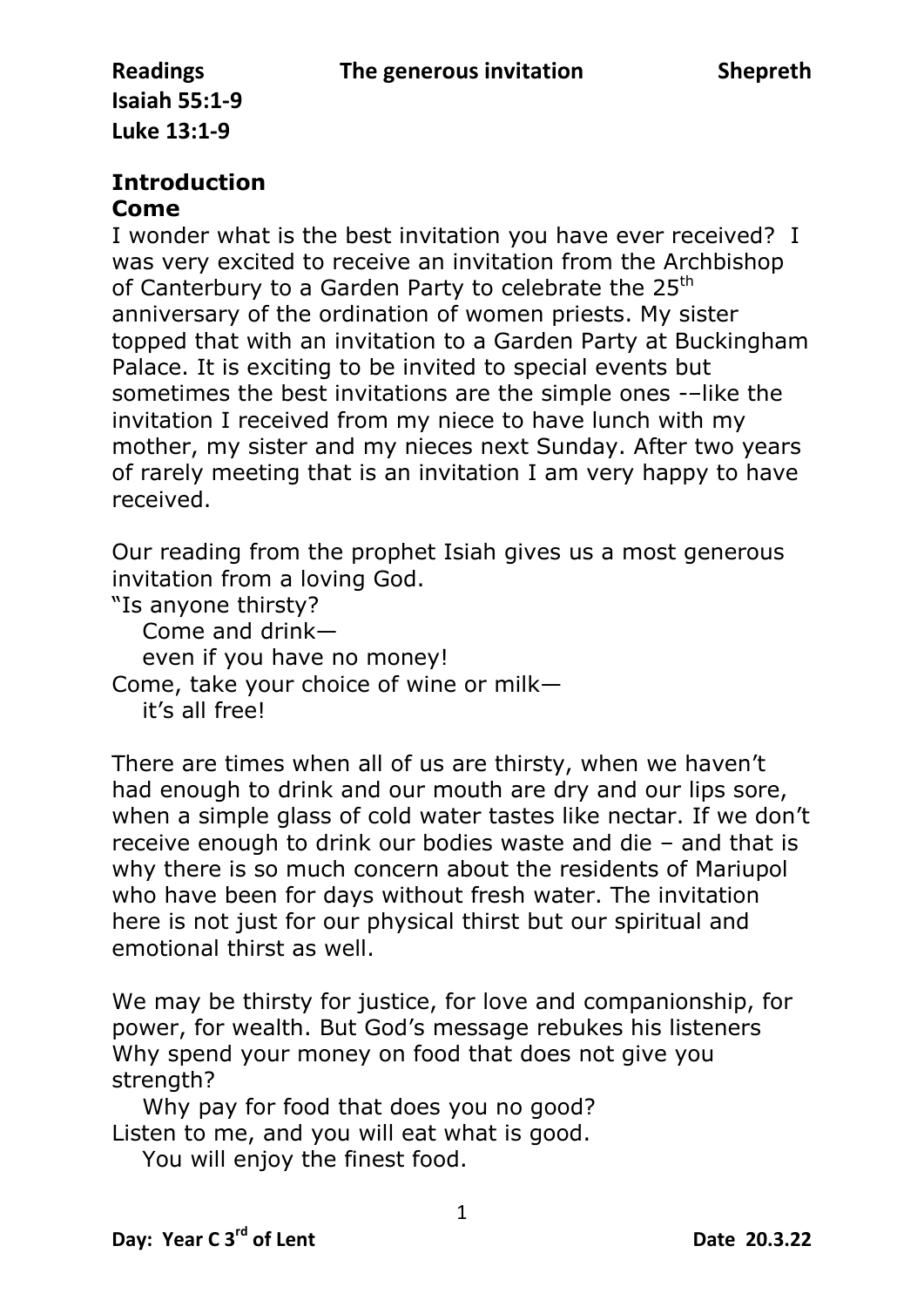**Readings** **The generous invitation** **Shepreth**
**Isaiah 55:1-9**
**Luke 13:1-9**

## Introduction

### Come

I wonder what is the best invitation you have ever received? I was very excited to receive an invitation from the Archbishop of Canterbury to a Garden Party to celebrate the 25th anniversary of the ordination of women priests. My sister topped that with an invitation to a Garden Party at Buckingham Palace. It is exciting to be invited to special events but sometimes the best invitations are the simple ones -–like the invitation I received from my niece to have lunch with my mother, my sister and my nieces next Sunday. After two years of rarely meeting that is an invitation I am very happy to have received.

Our reading from the prophet Isiah gives us a most generous invitation from a loving God.

"Is anyone thirsty?
   Come and drink—
   even if you have no money!
Come, take your choice of wine or milk—
   it's all free!

There are times when all of us are thirsty, when we haven't had enough to drink and our mouth are dry and our lips sore, when a simple glass of cold water tastes like nectar. If we don't receive enough to drink our bodies waste and die – and that is why there is so much concern about the residents of Mariupol who have been for days without fresh water. The invitation here is not just for our physical thirst but our spiritual and emotional thirst as well.

We may be thirsty for justice, for love and companionship, for power, for wealth. But God's message rebukes his listeners
Why spend your money on food that does not give you strength?
   Why pay for food that does you no good?
Listen to me, and you will eat what is good.
   You will enjoy the finest food.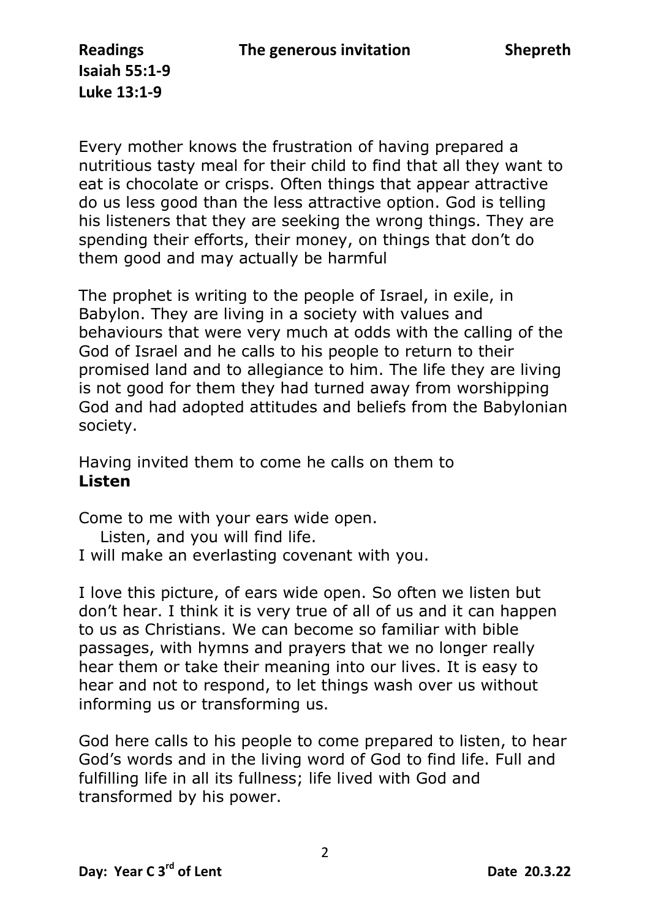**Readings** **The generous invitation** **Shepreth**
**Isaiah 55:1-9**
**Luke 13:1-9**

Every mother knows the frustration of having prepared a nutritious tasty meal for their child to find that all they want to eat is chocolate or crisps. Often things that appear attractive do us less good than the less attractive option. God is telling his listeners that they are seeking the wrong things. They are spending their efforts, their money, on things that don't do them good and may actually be harmful

The prophet is writing to the people of Israel, in exile, in Babylon. They are living in a society with values and behaviours that were very much at odds with the calling of the God of Israel and he calls to his people to return to their promised land and to allegiance to him. The life they are living is not good for them they had turned away from worshipping God and had adopted attitudes and beliefs from the Babylonian society.

Having invited them to come he calls on them to
**Listen**

Come to me with your ears wide open.
Listen, and you will find life.
I will make an everlasting covenant with you.

I love this picture, of ears wide open. So often we listen but don't hear. I think it is very true of all of us and it can happen to us as Christians. We can become so familiar with bible passages, with hymns and prayers that we no longer really hear them or take their meaning into our lives. It is easy to hear and not to respond, to let things wash over us without informing us or transforming us.

God here calls to his people to come prepared to listen, to hear God's words and in the living word of God to find life. Full and fulfilling life in all its fullness; life lived with God and transformed by his power.

**Day: Year C 3rd of Lent** **Date 20.3.22**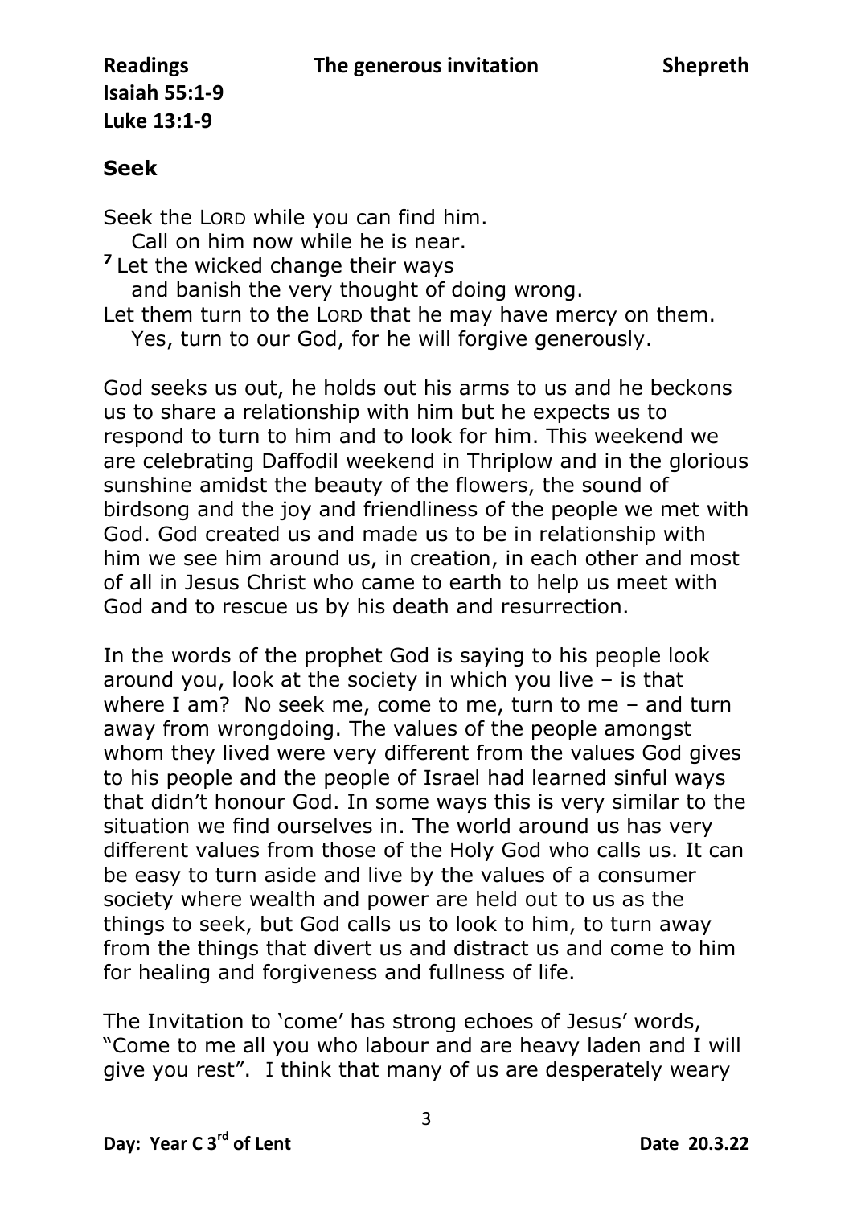**Readings** **The generous invitation** **Shepreth**

**Isaiah 55:1-9**

**Luke 13:1-9**

## Seek

Seek the LORD while you can find him.
Call on him now while he is near.
**7** Let the wicked change their ways
and banish the very thought of doing wrong.
Let them turn to the LORD that he may have mercy on them.
Yes, turn to our God, for he will forgive generously.

God seeks us out, he holds out his arms to us and he beckons us to share a relationship with him but he expects us to respond to turn to him and to look for him. This weekend we are celebrating Daffodil weekend in Thriplow and in the glorious sunshine amidst the beauty of the flowers, the sound of birdsong and the joy and friendliness of the people we met with God. God created us and made us to be in relationship with him we see him around us, in creation, in each other and most of all in Jesus Christ who came to earth to help us meet with God and to rescue us by his death and resurrection.

In the words of the prophet God is saying to his people look around you, look at the society in which you live – is that where I am? No seek me, come to me, turn to me – and turn away from wrongdoing. The values of the people amongst whom they lived were very different from the values God gives to his people and the people of Israel had learned sinful ways that didn't honour God. In some ways this is very similar to the situation we find ourselves in. The world around us has very different values from those of the Holy God who calls us. It can be easy to turn aside and live by the values of a consumer society where wealth and power are held out to us as the things to seek, but God calls us to look to him, to turn away from the things that divert us and distract us and come to him for healing and forgiveness and fullness of life.

The Invitation to 'come' has strong echoes of Jesus' words, "Come to me all you who labour and are heavy laden and I will give you rest". I think that many of us are desperately weary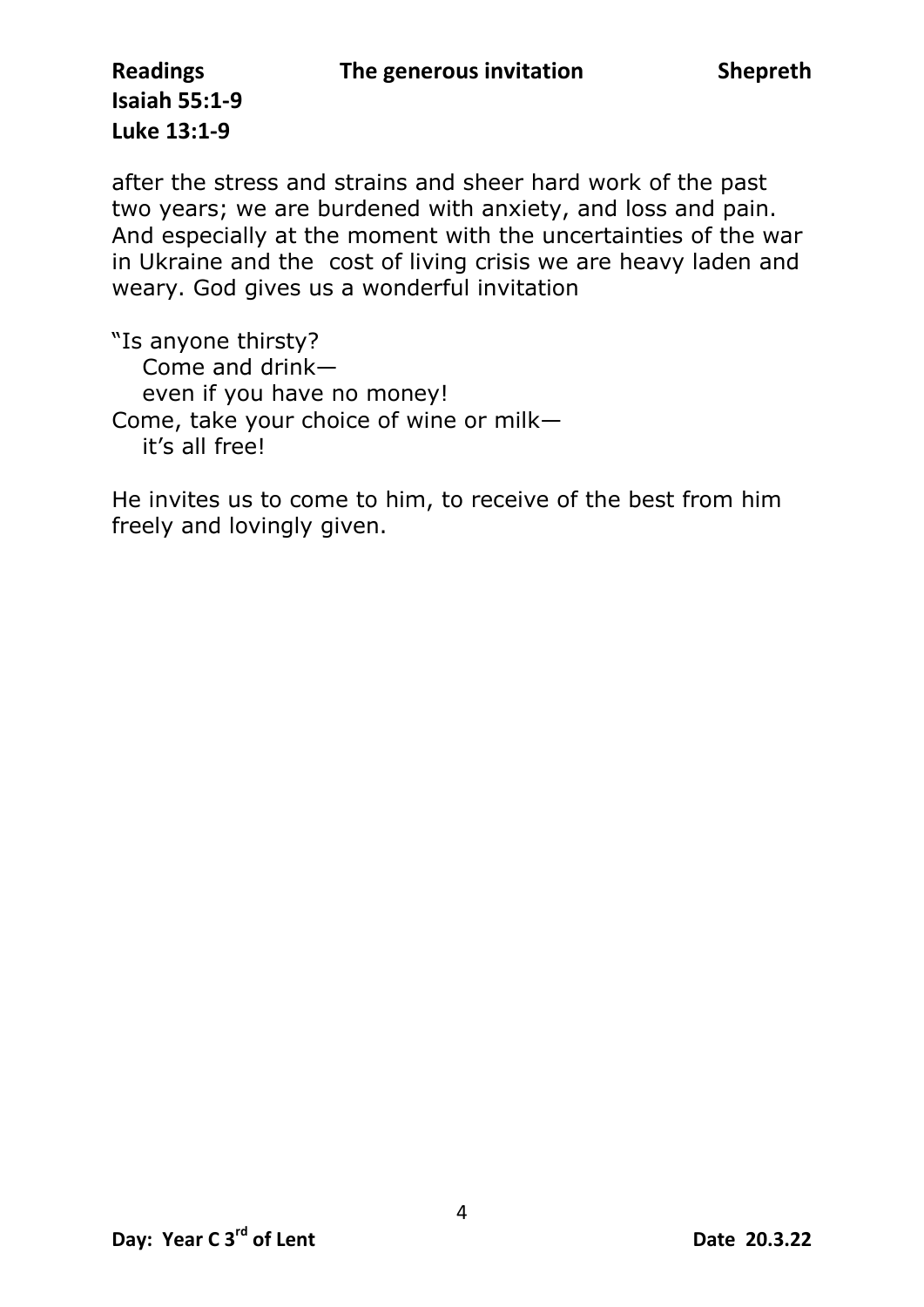after the stress and strains and sheer hard work of the past two years; we are burdened with anxiety, and loss and pain. And especially at the moment with the uncertainties of the war in Ukraine and the  cost of living crisis we are heavy laden and weary. God gives us a wonderful invitation

"Is anyone thirsty?  
   Come and drink—  
   even if you have no money!  
Come, take your choice of wine or milk—  
   it's all free!

He invites us to come to him, to receive of the best from him freely and lovingly given.